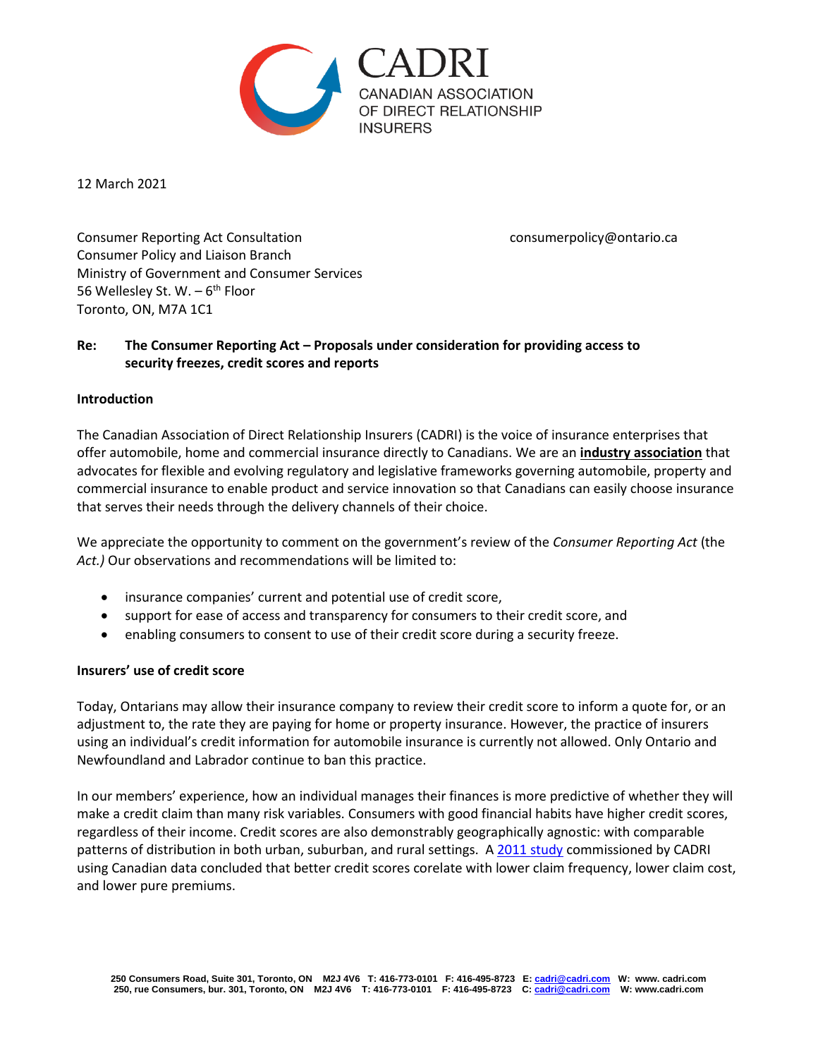CADRI
CANADIAN ASSOCIATION OF DIRECT RELATIONSHIP INSURERS

12 March 2021

Consumer Reporting Act Consultation
Consumer Policy and Liaison Branch
Ministry of Government and Consumer Services
56 Wellesley St. W. – 6th Floor
Toronto, ON, M7A 1C1

consumerpolicy@ontario.ca

**Re: The Consumer Reporting Act – Proposals under consideration for providing access to security freezes, credit scores and reports**

**Introduction**

The Canadian Association of Direct Relationship Insurers (CADRI) is the voice of insurance enterprises that offer automobile, home and commercial insurance directly to Canadians. We are an **industry association** that advocates for flexible and evolving regulatory and legislative frameworks governing automobile, property and commercial insurance to enable product and service innovation so that Canadians can easily choose insurance that serves their needs through the delivery channels of their choice.

We appreciate the opportunity to comment on the government's review of the *Consumer Reporting Act* (the *Act.)* Our observations and recommendations will be limited to:

- insurance companies' current and potential use of credit score,
- support for ease of access and transparency for consumers to their credit score, and
- enabling consumers to consent to use of their credit score during a security freeze.

**Insurers' use of credit score**

Today, Ontarians may allow their insurance company to review their credit score to inform a quote for, or an adjustment to, the rate they are paying for home or property insurance. However, the practice of insurers using an individual's credit information for automobile insurance is currently not allowed. Only Ontario and Newfoundland and Labrador continue to ban this practice.

In our members' experience, how an individual manages their finances is more predictive of whether they will make a credit claim than many risk variables. Consumers with good financial habits have higher credit scores, regardless of their income. Credit scores are also demonstrably geographically agnostic: with comparable patterns of distribution in both urban, suburban, and rural settings. A 2011 study commissioned by CADRI using Canadian data concluded that better credit scores corelate with lower claim frequency, lower claim cost, and lower pure premiums.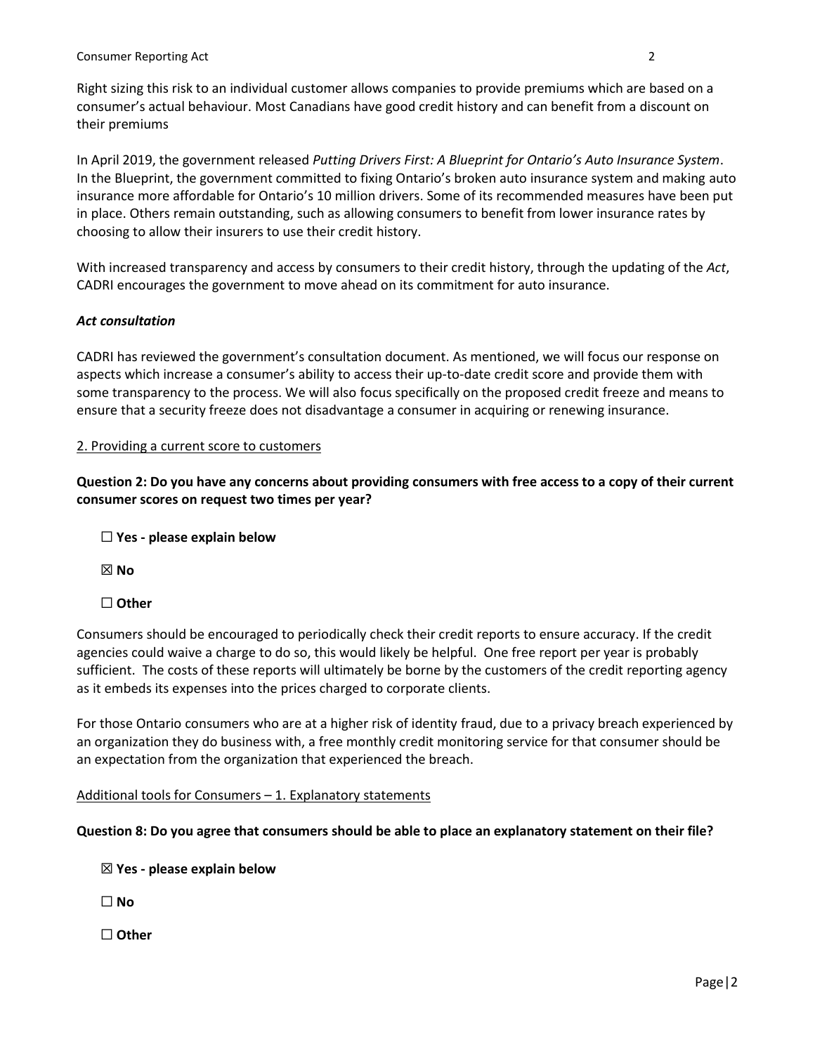Right sizing this risk to an individual customer allows companies to provide premiums which are based on a consumer's actual behaviour. Most Canadians have good credit history and can benefit from a discount on their premiums

In April 2019, the government released *Putting Drivers First: A Blueprint for Ontario's Auto Insurance System*. In the Blueprint, the government committed to fixing Ontario's broken auto insurance system and making auto insurance more affordable for Ontario's 10 million drivers. Some of its recommended measures have been put in place. Others remain outstanding, such as allowing consumers to benefit from lower insurance rates by choosing to allow their insurers to use their credit history.

With increased transparency and access by consumers to their credit history, through the updating of the *Act*, CADRI encourages the government to move ahead on its commitment for auto insurance.

***Act consultation***

CADRI has reviewed the government's consultation document. As mentioned, we will focus our response on aspects which increase a consumer's ability to access their up-to-date credit score and provide them with some transparency to the process. We will also focus specifically on the proposed credit freeze and means to ensure that a security freeze does not disadvantage a consumer in acquiring or renewing insurance.

<u>2. Providing a current score to customers</u>

**Question 2: Do you have any concerns about providing consumers with free access to a copy of their current consumer scores on request two times per year?**

☐ **Yes - please explain below**

☒ **No**

☐ **Other**

Consumers should be encouraged to periodically check their credit reports to ensure accuracy. If the credit agencies could waive a charge to do so, this would likely be helpful. One free report per year is probably sufficient. The costs of these reports will ultimately be borne by the customers of the credit reporting agency as it embeds its expenses into the prices charged to corporate clients.

For those Ontario consumers who are at a higher risk of identity fraud, due to a privacy breach experienced by an organization they do business with, a free monthly credit monitoring service for that consumer should be an expectation from the organization that experienced the breach.

<u>Additional tools for Consumers – 1. Explanatory statements</u>

**Question 8: Do you agree that consumers should be able to place an explanatory statement on their file?**

☒ **Yes - please explain below**

☐ **No**

☐ **Other**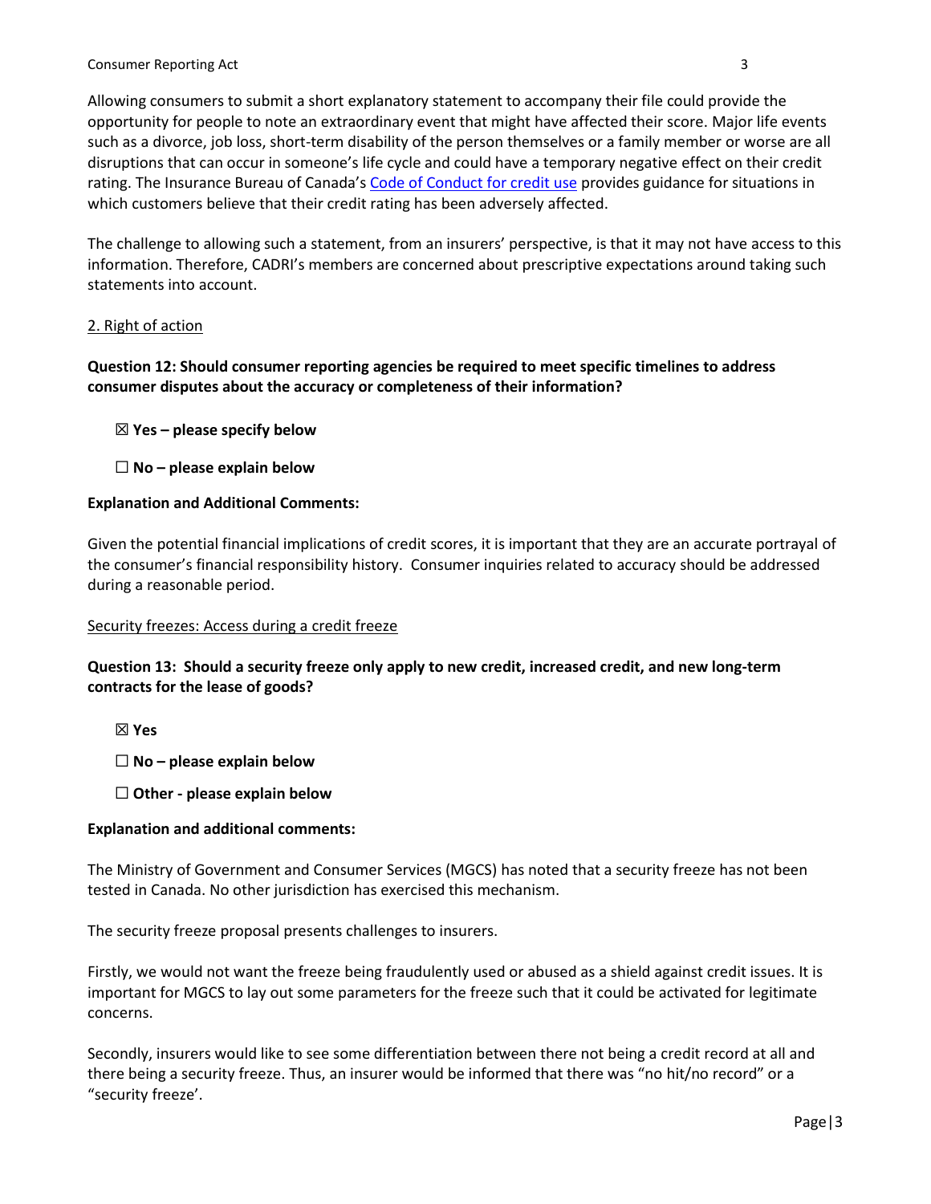Allowing consumers to submit a short explanatory statement to accompany their file could provide the opportunity for people to note an extraordinary event that might have affected their score. Major life events such as a divorce, job loss, short-term disability of the person themselves or a family member or worse are all disruptions that can occur in someone's life cycle and could have a temporary negative effect on their credit rating. The Insurance Bureau of Canada's [Code of Conduct for credit use] provides guidance for situations in which customers believe that their credit rating has been adversely affected.

The challenge to allowing such a statement, from an insurers' perspective, is that it may not have access to this information. Therefore, CADRI's members are concerned about prescriptive expectations around taking such statements into account.

2. Right of action

**Question 12: Should consumer reporting agencies be required to meet specific timelines to address consumer disputes about the accuracy or completeness of their information?**

☒ **Yes – please specify below**

☐ **No – please explain below**

**Explanation and Additional Comments:**

Given the potential financial implications of credit scores, it is important that they are an accurate portrayal of the consumer's financial responsibility history. Consumer inquiries related to accuracy should be addressed during a reasonable period.

Security freezes: Access during a credit freeze

**Question 13: Should a security freeze only apply to new credit, increased credit, and new long-term contracts for the lease of goods?**

☒ **Yes**

☐ **No – please explain below**

☐ **Other - please explain below**

**Explanation and additional comments:**

The Ministry of Government and Consumer Services (MGCS) has noted that a security freeze has not been tested in Canada. No other jurisdiction has exercised this mechanism.

The security freeze proposal presents challenges to insurers.

Firstly, we would not want the freeze being fraudulently used or abused as a shield against credit issues. It is important for MGCS to lay out some parameters for the freeze such that it could be activated for legitimate concerns.

Secondly, insurers would like to see some differentiation between there not being a credit record at all and there being a security freeze. Thus, an insurer would be informed that there was "no hit/no record" or a "security freeze'.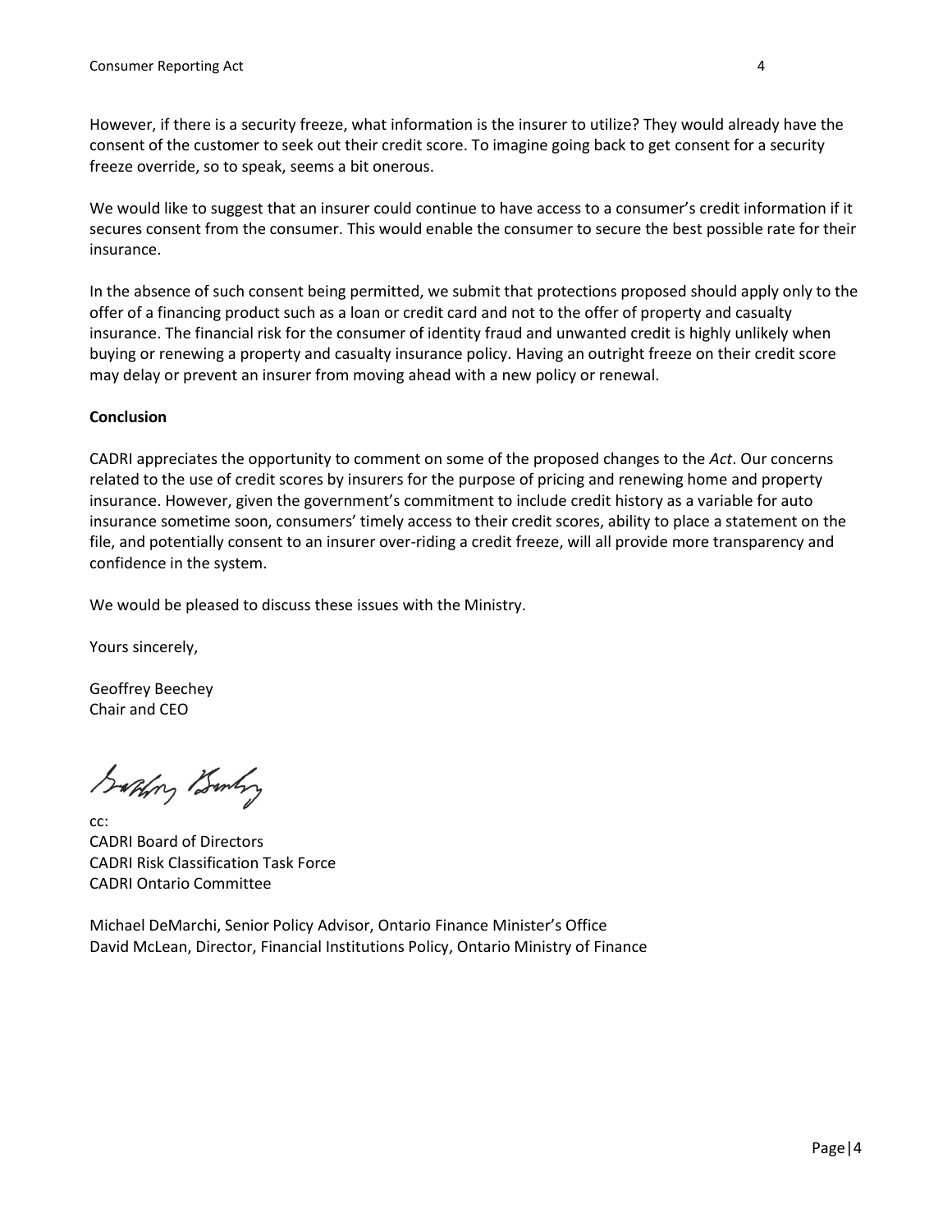However, if there is a security freeze, what information is the insurer to utilize? They would already have the consent of the customer to seek out their credit score. To imagine going back to get consent for a security freeze override, so to speak, seems a bit onerous.

We would like to suggest that an insurer could continue to have access to a consumer's credit information if it secures consent from the consumer. This would enable the consumer to secure the best possible rate for their insurance.

In the absence of such consent being permitted, we submit that protections proposed should apply only to the offer of a financing product such as a loan or credit card and not to the offer of property and casualty insurance. The financial risk for the consumer of identity fraud and unwanted credit is highly unlikely when buying or renewing a property and casualty insurance policy. Having an outright freeze on their credit score may delay or prevent an insurer from moving ahead with a new policy or renewal.

**Conclusion**

CADRI appreciates the opportunity to comment on some of the proposed changes to the *Act*. Our concerns related to the use of credit scores by insurers for the purpose of pricing and renewing home and property insurance. However, given the government's commitment to include credit history as a variable for auto insurance sometime soon, consumers' timely access to their credit scores, ability to place a statement on the file, and potentially consent to an insurer over-riding a credit freeze, will all provide more transparency and confidence in the system.

We would be pleased to discuss these issues with the Ministry.

Yours sincerely,

Geoffrey Beechey
Chair and CEO

cc:
CADRI Board of Directors
CADRI Risk Classification Task Force
CADRI Ontario Committee

Michael DeMarchi, Senior Policy Advisor, Ontario Finance Minister's Office
David McLean, Director, Financial Institutions Policy, Ontario Ministry of Finance